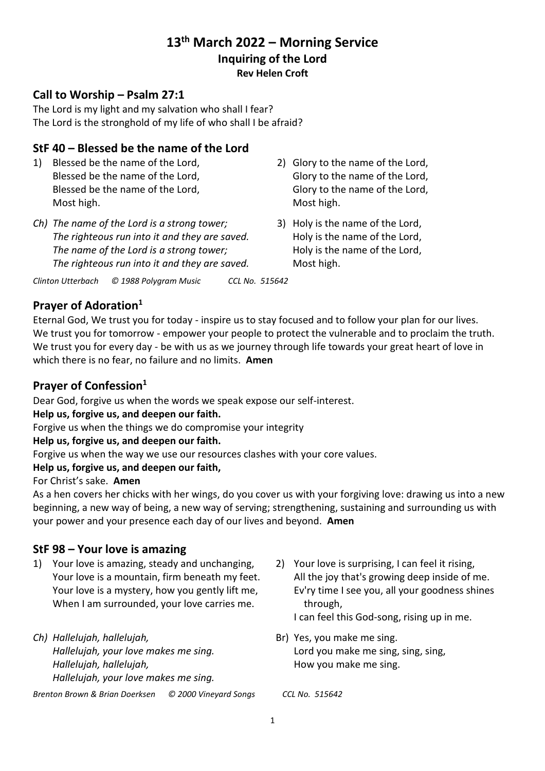# 13th March 2022 – Morning Service

## Inquiring of the Lord

**Rev Helen Croft**

## Call to Worship – Psalm 27:1

The Lord is my light and my salvation who shall I fear?
The Lord is the stronghold of my life of who shall I be afraid?

## StF 40 – Blessed be the name of the Lord

1) Blessed be the name of the Lord,
   Blessed be the name of the Lord,
   Blessed be the name of the Lord,
   Most high.

*Ch) The name of the Lord is a strong tower;*
*The righteous run into it and they are saved.*
*The name of the Lord is a strong tower;*
*The righteous run into it and they are saved.*

2) Glory to the name of the Lord,
   Glory to the name of the Lord,
   Glory to the name of the Lord,
   Most high.

3) Holy is the name of the Lord,
   Holy is the name of the Lord,
   Holy is the name of the Lord,
   Most high.

*Clinton Utterbach © 1988 Polygram Music CCL No. 515642*

## Prayer of Adoration[1]

Eternal God, We trust you for today - inspire us to stay focused and to follow your plan for our lives. We trust you for tomorrow - empower your people to protect the vulnerable and to proclaim the truth. We trust you for every day - be with us as we journey through life towards your great heart of love in which there is no fear, no failure and no limits. **Amen**

## Prayer of Confession[1]

Dear God, forgive us when the words we speak expose our self-interest.
**Help us, forgive us, and deepen our faith.**
Forgive us when the things we do compromise your integrity
**Help us, forgive us, and deepen our faith.**
Forgive us when the way we use our resources clashes with your core values.
**Help us, forgive us, and deepen our faith,**
For Christ's sake. **Amen**

As a hen covers her chicks with her wings, do you cover us with your forgiving love: drawing us into a new beginning, a new way of being, a new way of serving; strengthening, sustaining and surrounding us with your power and your presence each day of our lives and beyond. **Amen**

## StF 98 – Your love is amazing

1) Your love is amazing, steady and unchanging,
   Your love is a mountain, firm beneath my feet.
   Your love is a mystery, how you gently lift me,
   When I am surrounded, your love carries me.

*Ch) Hallelujah, hallelujah,*
*Hallelujah, your love makes me sing.*
*Hallelujah, hallelujah,*
*Hallelujah, your love makes me sing.*

2) Your love is surprising, I can feel it rising,
   All the joy that's growing deep inside of me.
   Ev'ry time I see you, all your goodness shines through,
   I can feel this God-song, rising up in me.

Br) Yes, you make me sing.
   Lord you make me sing, sing, sing,
   How you make me sing.

*Brenton Brown & Brian Doerksen © 2000 Vineyard Songs CCL No. 515642*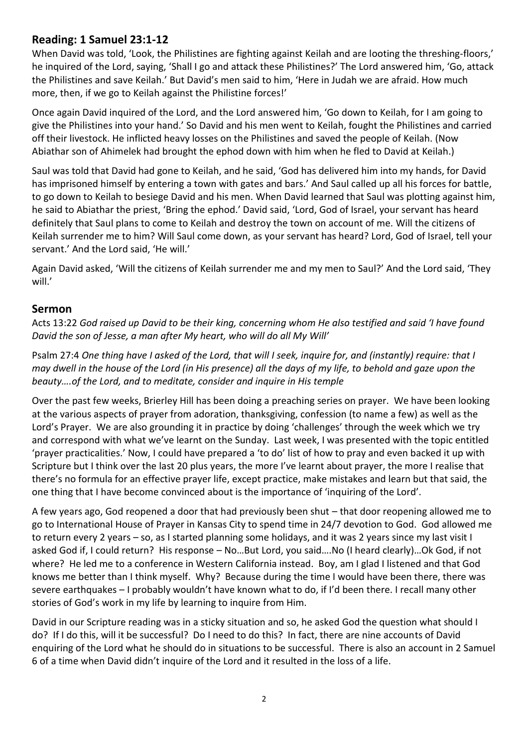## Reading: 1 Samuel 23:1-12

When David was told, 'Look, the Philistines are fighting against Keilah and are looting the threshing-floors,' he inquired of the Lord, saying, 'Shall I go and attack these Philistines?' The Lord answered him, 'Go, attack the Philistines and save Keilah.' But David's men said to him, 'Here in Judah we are afraid. How much more, then, if we go to Keilah against the Philistine forces!'

Once again David inquired of the Lord, and the Lord answered him, 'Go down to Keilah, for I am going to give the Philistines into your hand.' So David and his men went to Keilah, fought the Philistines and carried off their livestock. He inflicted heavy losses on the Philistines and saved the people of Keilah. (Now Abiathar son of Ahimelek had brought the ephod down with him when he fled to David at Keilah.)

Saul was told that David had gone to Keilah, and he said, 'God has delivered him into my hands, for David has imprisoned himself by entering a town with gates and bars.' And Saul called up all his forces for battle, to go down to Keilah to besiege David and his men. When David learned that Saul was plotting against him, he said to Abiathar the priest, 'Bring the ephod.' David said, 'Lord, God of Israel, your servant has heard definitely that Saul plans to come to Keilah and destroy the town on account of me. Will the citizens of Keilah surrender me to him? Will Saul come down, as your servant has heard? Lord, God of Israel, tell your servant.' And the Lord said, 'He will.'

Again David asked, 'Will the citizens of Keilah surrender me and my men to Saul?' And the Lord said, 'They will.'

## Sermon

Acts 13:22 *God raised up David to be their king, concerning whom He also testified and said 'I have found David the son of Jesse, a man after My heart, who will do all My Will'*

Psalm 27:4 *One thing have I asked of the Lord, that will I seek, inquire for, and (instantly) require: that I may dwell in the house of the Lord (in His presence) all the days of my life, to behold and gaze upon the beauty….of the Lord, and to meditate, consider and inquire in His temple*

Over the past few weeks, Brierley Hill has been doing a preaching series on prayer. We have been looking at the various aspects of prayer from adoration, thanksgiving, confession (to name a few) as well as the Lord's Prayer. We are also grounding it in practice by doing 'challenges' through the week which we try and correspond with what we've learnt on the Sunday. Last week, I was presented with the topic entitled 'prayer practicalities.' Now, I could have prepared a 'to do' list of how to pray and even backed it up with Scripture but I think over the last 20 plus years, the more I've learnt about prayer, the more I realise that there's no formula for an effective prayer life, except practice, make mistakes and learn but that said, the one thing that I have become convinced about is the importance of 'inquiring of the Lord'.

A few years ago, God reopened a door that had previously been shut – that door reopening allowed me to go to International House of Prayer in Kansas City to spend time in 24/7 devotion to God. God allowed me to return every 2 years – so, as I started planning some holidays, and it was 2 years since my last visit I asked God if, I could return? His response – No…But Lord, you said….No (I heard clearly)…Ok God, if not where? He led me to a conference in Western California instead. Boy, am I glad I listened and that God knows me better than I think myself. Why? Because during the time I would have been there, there was severe earthquakes – I probably wouldn't have known what to do, if I'd been there. I recall many other stories of God's work in my life by learning to inquire from Him.

David in our Scripture reading was in a sticky situation and so, he asked God the question what should I do? If I do this, will it be successful? Do I need to do this? In fact, there are nine accounts of David enquiring of the Lord what he should do in situations to be successful. There is also an account in 2 Samuel 6 of a time when David didn't inquire of the Lord and it resulted in the loss of a life.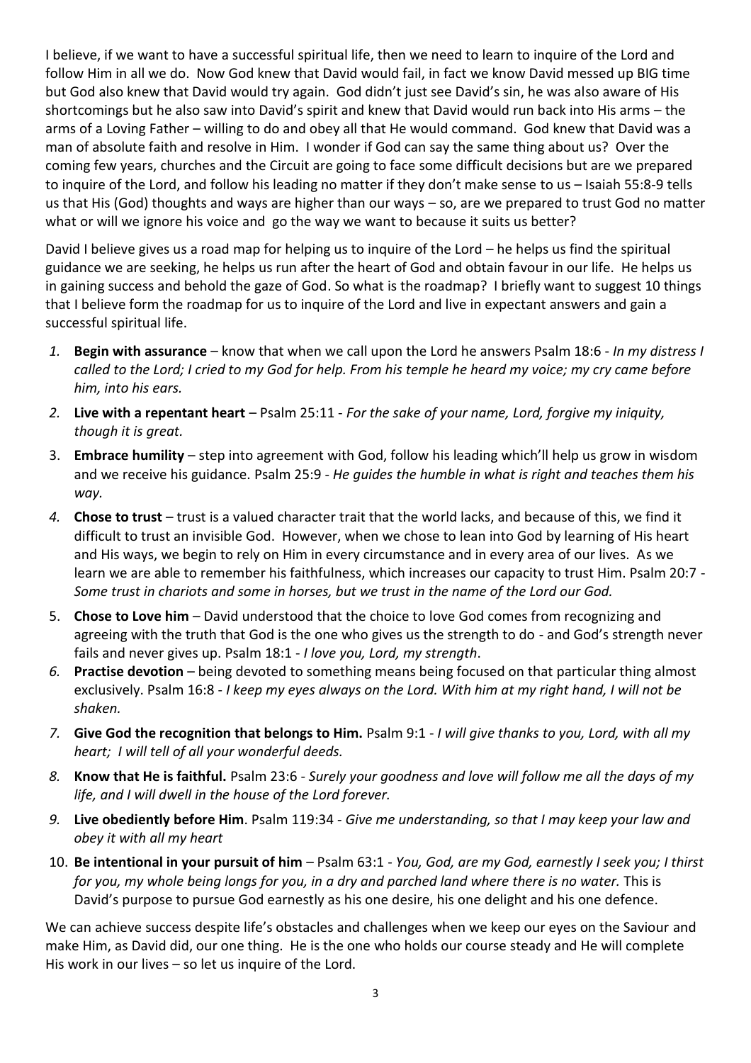I believe, if we want to have a successful spiritual life, then we need to learn to inquire of the Lord and follow Him in all we do. Now God knew that David would fail, in fact we know David messed up BIG time but God also knew that David would try again. God didn't just see David's sin, he was also aware of His shortcomings but he also saw into David's spirit and knew that David would run back into His arms – the arms of a Loving Father – willing to do and obey all that He would command. God knew that David was a man of absolute faith and resolve in Him. I wonder if God can say the same thing about us? Over the coming few years, churches and the Circuit are going to face some difficult decisions but are we prepared to inquire of the Lord, and follow his leading no matter if they don't make sense to us – Isaiah 55:8-9 tells us that His (God) thoughts and ways are higher than our ways – so, are we prepared to trust God no matter what or will we ignore his voice and go the way we want to because it suits us better?

David I believe gives us a road map for helping us to inquire of the Lord – he helps us find the spiritual guidance we are seeking, he helps us run after the heart of God and obtain favour in our life. He helps us in gaining success and behold the gaze of God. So what is the roadmap? I briefly want to suggest 10 things that I believe form the roadmap for us to inquire of the Lord and live in expectant answers and gain a successful spiritual life.

1. **Begin with assurance** – know that when we call upon the Lord he answers Psalm 18:6 - *In my distress I called to the Lord; I cried to my God for help. From his temple he heard my voice; my cry came before him, into his ears.*
2. **Live with a repentant heart** – Psalm 25:11 - *For the sake of your name, Lord, forgive my iniquity, though it is great.*
3. **Embrace humility** – step into agreement with God, follow his leading which'll help us grow in wisdom and we receive his guidance. Psalm 25:9 - *He guides the humble in what is right and teaches them his way.*
4. **Chose to trust** – trust is a valued character trait that the world lacks, and because of this, we find it difficult to trust an invisible God. However, when we chose to lean into God by learning of His heart and His ways, we begin to rely on Him in every circumstance and in every area of our lives. As we learn we are able to remember his faithfulness, which increases our capacity to trust Him. Psalm 20:7 - *Some trust in chariots and some in horses, but we trust in the name of the Lord our God.*
5. **Chose to Love him** – David understood that the choice to love God comes from recognizing and agreeing with the truth that God is the one who gives us the strength to do - and God's strength never fails and never gives up. Psalm 18:1 - *I love you, Lord, my strength*.
6. **Practise devotion** – being devoted to something means being focused on that particular thing almost exclusively. Psalm 16:8 - *I keep my eyes always on the Lord. With him at my right hand, I will not be shaken.*
7. **Give God the recognition that belongs to Him.** Psalm 9:1 - *I will give thanks to you, Lord, with all my heart; I will tell of all your wonderful deeds.*
8. **Know that He is faithful.** Psalm 23:6 - *Surely your goodness and love will follow me all the days of my life, and I will dwell in the house of the Lord forever.*
9. **Live obediently before Him**. Psalm 119:34 - *Give me understanding, so that I may keep your law and obey it with all my heart*
10. **Be intentional in your pursuit of him** – Psalm 63:1 - *You, God, are my God, earnestly I seek you; I thirst for you, my whole being longs for you, in a dry and parched land where there is no water.* This is David's purpose to pursue God earnestly as his one desire, his one delight and his one defence.

We can achieve success despite life's obstacles and challenges when we keep our eyes on the Saviour and make Him, as David did, our one thing. He is the one who holds our course steady and He will complete His work in our lives – so let us inquire of the Lord.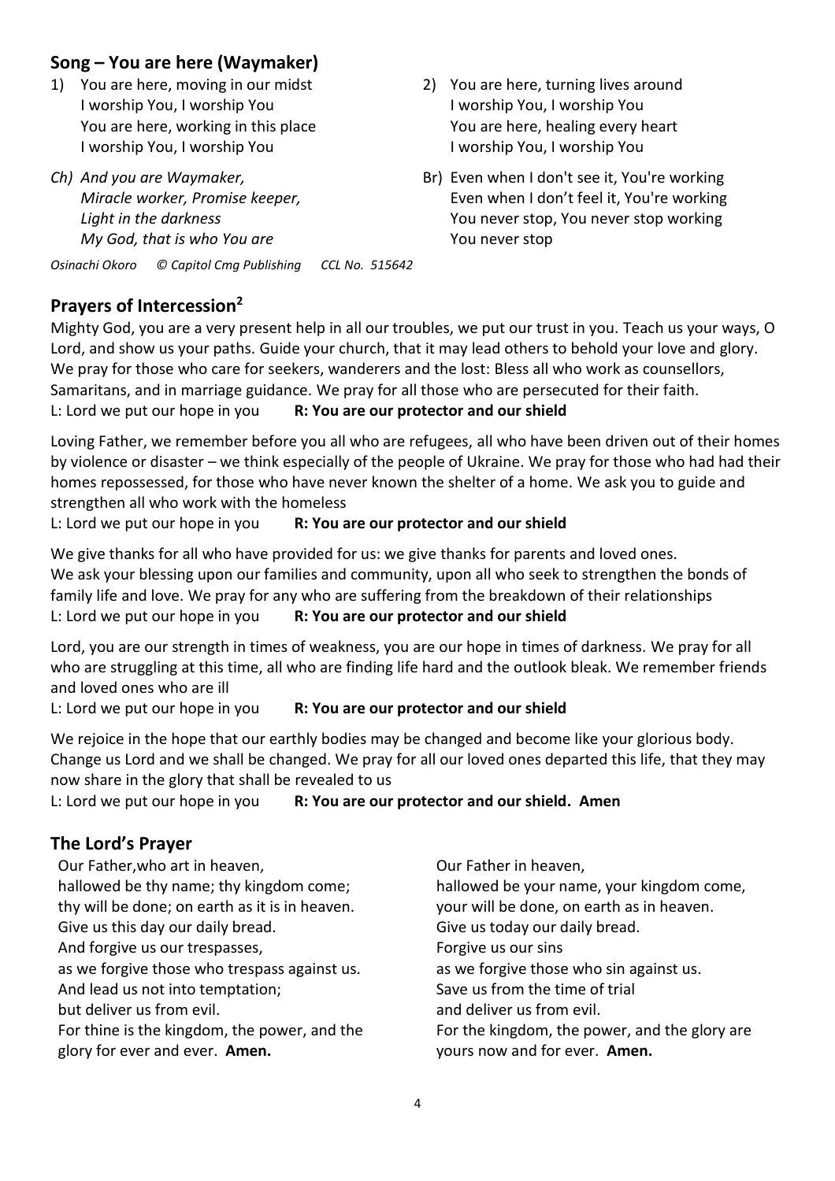## Song – You are here (Waymaker)

1) You are here, moving in our midst
I worship You, I worship You
You are here, working in this place
I worship You, I worship You

*Ch) And you are Waymaker,*
*Miracle worker, Promise keeper,*
*Light in the darkness*
*My God, that is who You are*

2) You are here, turning lives around
I worship You, I worship You
You are here, healing every heart
I worship You, I worship You

Br) Even when I don't see it, You're working
Even when I don't feel it, You're working
You never stop, You never stop working
You never stop

*Osinachi Okoro © Capitol Cmg Publishing CCL No. 515642*

## Prayers of Intercession[2]

Mighty God, you are a very present help in all our troubles, we put our trust in you. Teach us your ways, O Lord, and show us your paths. Guide your church, that it may lead others to behold your love and glory. We pray for those who care for seekers, wanderers and the lost: Bless all who work as counsellors, Samaritans, and in marriage guidance. We pray for all those who are persecuted for their faith.
L: Lord we put our hope in you **R: You are our protector and our shield**

Loving Father, we remember before you all who are refugees, all who have been driven out of their homes by violence or disaster – we think especially of the people of Ukraine. We pray for those who had had their homes repossessed, for those who have never known the shelter of a home. We ask you to guide and strengthen all who work with the homeless
L: Lord we put our hope in you **R: You are our protector and our shield**

We give thanks for all who have provided for us: we give thanks for parents and loved ones.
We ask your blessing upon our families and community, upon all who seek to strengthen the bonds of family life and love. We pray for any who are suffering from the breakdown of their relationships
L: Lord we put our hope in you **R: You are our protector and our shield**

Lord, you are our strength in times of weakness, you are our hope in times of darkness. We pray for all who are struggling at this time, all who are finding life hard and the outlook bleak. We remember friends and loved ones who are ill
L: Lord we put our hope in you **R: You are our protector and our shield**

We rejoice in the hope that our earthly bodies may be changed and become like your glorious body. Change us Lord and we shall be changed. We pray for all our loved ones departed this life, that they may now share in the glory that shall be revealed to us
L: Lord we put our hope in you **R: You are our protector and our shield. Amen**

## The Lord's Prayer

Our Father,who art in heaven,
hallowed be thy name; thy kingdom come;
thy will be done; on earth as it is in heaven.
Give us this day our daily bread.
And forgive us our trespasses,
as we forgive those who trespass against us.
And lead us not into temptation;
but deliver us from evil.
For thine is the kingdom, the power, and the glory for ever and ever. **Amen.**

Our Father in heaven,
hallowed be your name, your kingdom come,
your will be done, on earth as in heaven.
Give us today our daily bread.
Forgive us our sins
as we forgive those who sin against us.
Save us from the time of trial
and deliver us from evil.
For the kingdom, the power, and the glory are yours now and for ever. **Amen.**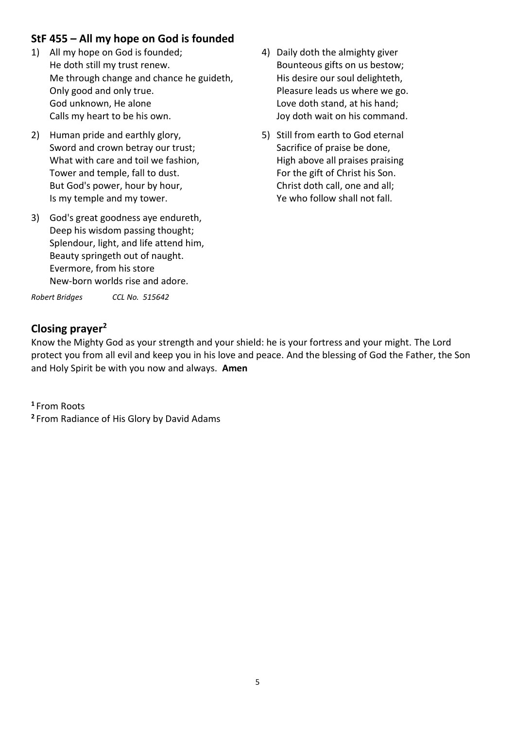## StF 455 – All my hope on God is founded

1) All my hope on God is founded;
He doth still my trust renew.
Me through change and chance he guideth,
Only good and only true.
God unknown, He alone
Calls my heart to be his own.

2) Human pride and earthly glory,
Sword and crown betray our trust;
What with care and toil we fashion,
Tower and temple, fall to dust.
But God's power, hour by hour,
Is my temple and my tower.

3) God's great goodness aye endureth,
Deep his wisdom passing thought;
Splendour, light, and life attend him,
Beauty springeth out of naught.
Evermore, from his store
New-born worlds rise and adore.

4) Daily doth the almighty giver
Bounteous gifts on us bestow;
His desire our soul delighteth,
Pleasure leads us where we go.
Love doth stand, at his hand;
Joy doth wait on his command.

5) Still from earth to God eternal
Sacrifice of praise be done,
High above all praises praising
For the gift of Christ his Son.
Christ doth call, one and all;
Ye who follow shall not fall.

*Robert Bridges* *CCL No. 515642*

## Closing prayer[2]

Know the Mighty God as your strength and your shield: he is your fortress and your might. The Lord protect you from all evil and keep you in his love and peace. And the blessing of God the Father, the Son and Holy Spirit be with you now and always. **Amen**

[1] From Roots
[2] From Radiance of His Glory by David Adams